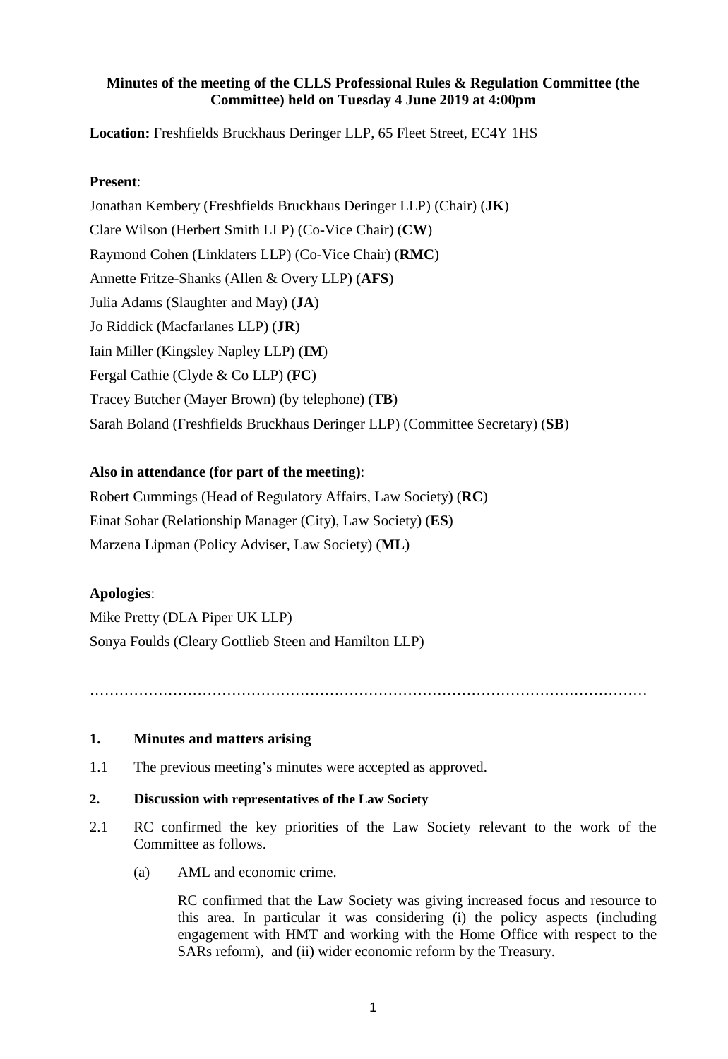**Minutes of the meeting of the CLLS Professional Rules & Regulation Committee (the Committee) held on Tuesday 4 June 2019 at 4:00pm**

**Location:** Freshfields Bruckhaus Deringer LLP, 65 Fleet Street, EC4Y 1HS

**Present**:

Jonathan Kembery (Freshfields Bruckhaus Deringer LLP) (Chair) (**JK**)

Clare Wilson (Herbert Smith LLP) (Co-Vice Chair) (**CW**)

Raymond Cohen (Linklaters LLP) (Co-Vice Chair) (**RMC**)

Annette Fritze-Shanks (Allen & Overy LLP) (**AFS**)

Julia Adams (Slaughter and May) (**JA**)

Jo Riddick (Macfarlanes LLP) (**JR**)

Iain Miller (Kingsley Napley LLP) (**IM**)

Fergal Cathie (Clyde & Co LLP) (**FC**)

Tracey Butcher (Mayer Brown) (by telephone) (**TB**)

Sarah Boland (Freshfields Bruckhaus Deringer LLP) (Committee Secretary) (**SB**)

**Also in attendance (for part of the meeting)**:

Robert Cummings (Head of Regulatory Affairs, Law Society) (**RC**)

Einat Sohar (Relationship Manager (City), Law Society) (**ES**)

Marzena Lipman (Policy Adviser, Law Society) (**ML**)

**Apologies**:

Mike Pretty (DLA Piper UK LLP)

Sonya Foulds (Cleary Gottlieb Steen and Hamilton LLP)

…………………………………………………………………………………………………

## 1. Minutes and matters arising

1.1 The previous meeting's minutes were accepted as approved.

## 2. Discussion with representatives of the Law Society

2.1 RC confirmed the key priorities of the Law Society relevant to the work of the Committee as follows.

(a) AML and economic crime.

RC confirmed that the Law Society was giving increased focus and resource to this area. In particular it was considering (i) the policy aspects (including engagement with HMT and working with the Home Office with respect to the SARs reform), and (ii) wider economic reform by the Treasury.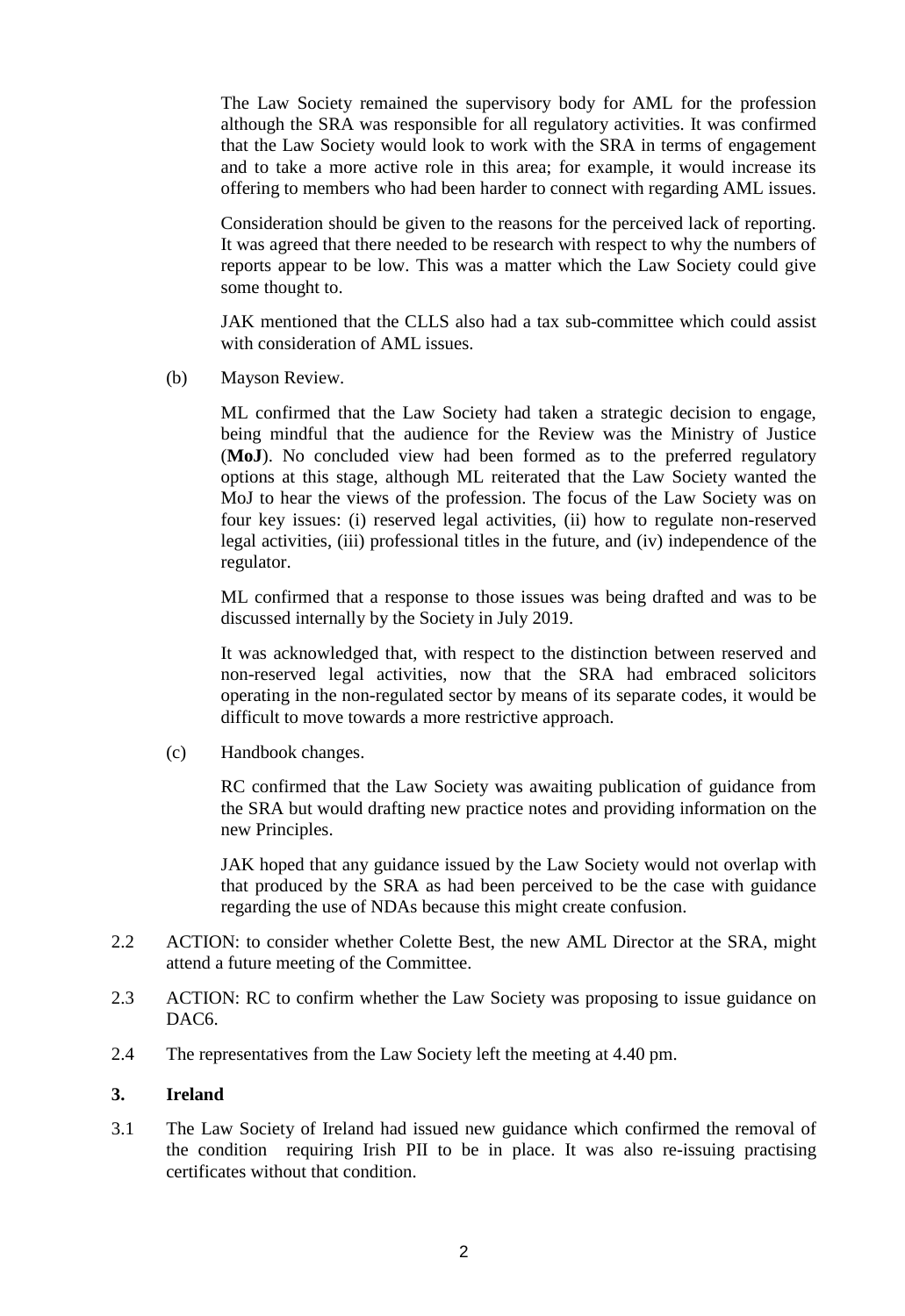The Law Society remained the supervisory body for AML for the profession although the SRA was responsible for all regulatory activities. It was confirmed that the Law Society would look to work with the SRA in terms of engagement and to take a more active role in this area; for example, it would increase its offering to members who had been harder to connect with regarding AML issues.

Consideration should be given to the reasons for the perceived lack of reporting. It was agreed that there needed to be research with respect to why the numbers of reports appear to be low. This was a matter which the Law Society could give some thought to.

JAK mentioned that the CLLS also had a tax sub-committee which could assist with consideration of AML issues.

(b) Mayson Review.

ML confirmed that the Law Society had taken a strategic decision to engage, being mindful that the audience for the Review was the Ministry of Justice (**MoJ**). No concluded view had been formed as to the preferred regulatory options at this stage, although ML reiterated that the Law Society wanted the MoJ to hear the views of the profession. The focus of the Law Society was on four key issues: (i) reserved legal activities, (ii) how to regulate non-reserved legal activities, (iii) professional titles in the future, and (iv) independence of the regulator.

ML confirmed that a response to those issues was being drafted and was to be discussed internally by the Society in July 2019.

It was acknowledged that, with respect to the distinction between reserved and non-reserved legal activities, now that the SRA had embraced solicitors operating in the non-regulated sector by means of its separate codes, it would be difficult to move towards a more restrictive approach.

(c) Handbook changes.

RC confirmed that the Law Society was awaiting publication of guidance from the SRA but would drafting new practice notes and providing information on the new Principles.

JAK hoped that any guidance issued by the Law Society would not overlap with that produced by the SRA as had been perceived to be the case with guidance regarding the use of NDAs because this might create confusion.

2.2 ACTION: to consider whether Colette Best, the new AML Director at the SRA, might attend a future meeting of the Committee.

2.3 ACTION: RC to confirm whether the Law Society was proposing to issue guidance on DAC6.

2.4 The representatives from the Law Society left the meeting at 4.40 pm.

## 3. Ireland

3.1 The Law Society of Ireland had issued new guidance which confirmed the removal of the condition requiring Irish PII to be in place. It was also re-issuing practising certificates without that condition.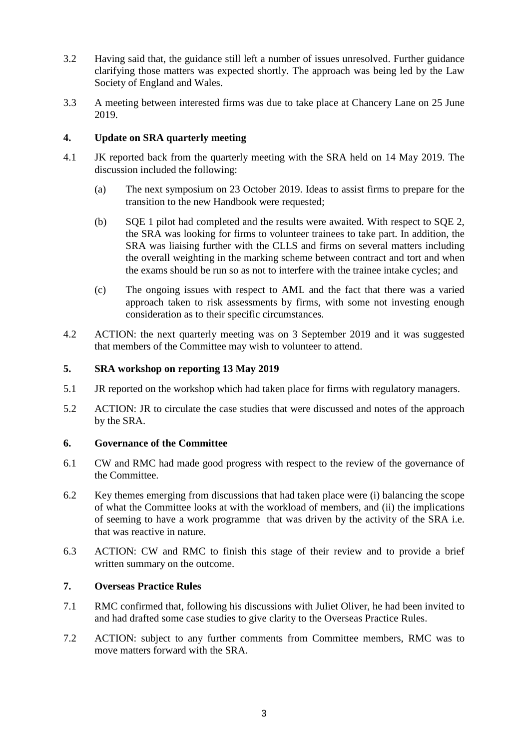3.2 Having said that, the guidance still left a number of issues unresolved. Further guidance clarifying those matters was expected shortly. The approach was being led by the Law Society of England and Wales.

3.3 A meeting between interested firms was due to take place at Chancery Lane on 25 June 2019.

## 4. Update on SRA quarterly meeting

4.1 JK reported back from the quarterly meeting with the SRA held on 14 May 2019. The discussion included the following:

(a) The next symposium on 23 October 2019. Ideas to assist firms to prepare for the transition to the new Handbook were requested;

(b) SQE 1 pilot had completed and the results were awaited. With respect to SQE 2, the SRA was looking for firms to volunteer trainees to take part. In addition, the SRA was liaising further with the CLLS and firms on several matters including the overall weighting in the marking scheme between contract and tort and when the exams should be run so as not to interfere with the trainee intake cycles; and

(c) The ongoing issues with respect to AML and the fact that there was a varied approach taken to risk assessments by firms, with some not investing enough consideration as to their specific circumstances.

4.2 ACTION: the next quarterly meeting was on 3 September 2019 and it was suggested that members of the Committee may wish to volunteer to attend.

## 5. SRA workshop on reporting 13 May 2019

5.1 JR reported on the workshop which had taken place for firms with regulatory managers.

5.2 ACTION: JR to circulate the case studies that were discussed and notes of the approach by the SRA.

## 6. Governance of the Committee

6.1 CW and RMC had made good progress with respect to the review of the governance of the Committee.

6.2 Key themes emerging from discussions that had taken place were (i) balancing the scope of what the Committee looks at with the workload of members, and (ii) the implications of seeming to have a work programme that was driven by the activity of the SRA i.e. that was reactive in nature.

6.3 ACTION: CW and RMC to finish this stage of their review and to provide a brief written summary on the outcome.

## 7. Overseas Practice Rules

7.1 RMC confirmed that, following his discussions with Juliet Oliver, he had been invited to and had drafted some case studies to give clarity to the Overseas Practice Rules.

7.2 ACTION: subject to any further comments from Committee members, RMC was to move matters forward with the SRA.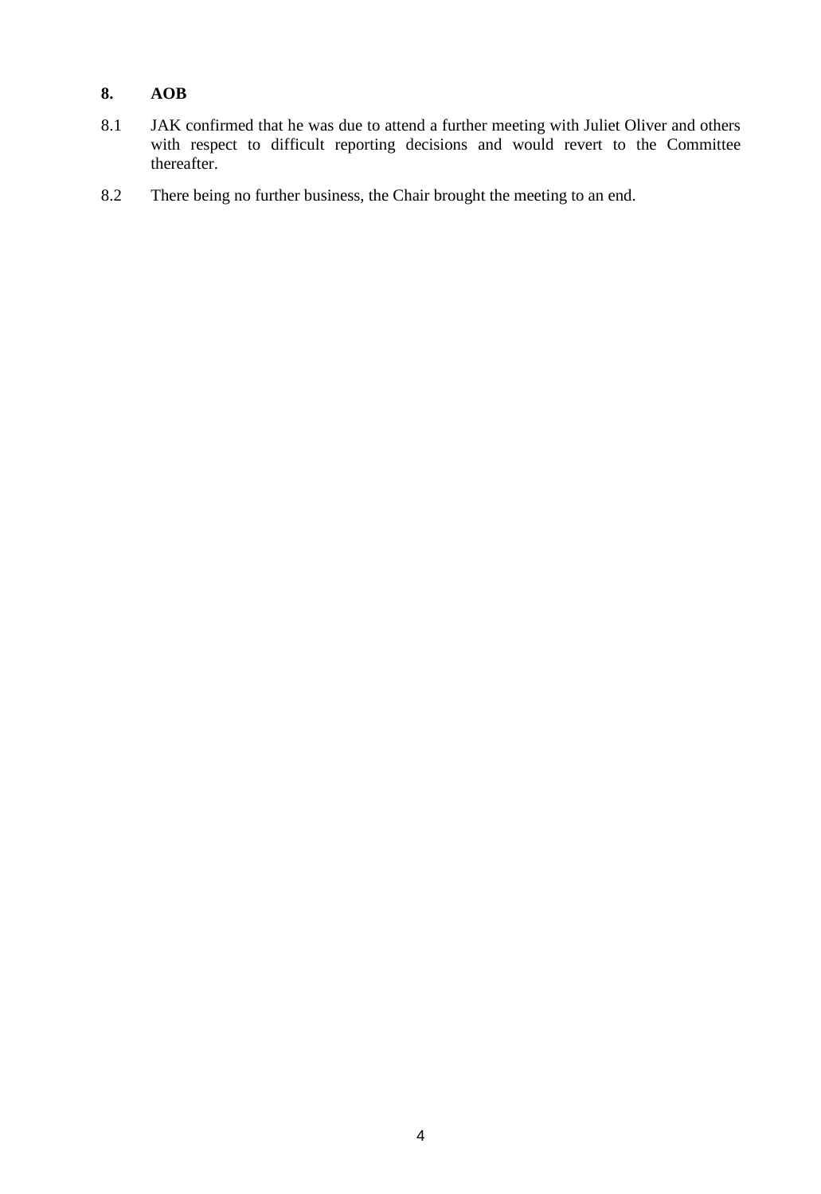## 8. AOB

8.1 JAK confirmed that he was due to attend a further meeting with Juliet Oliver and others with respect to difficult reporting decisions and would revert to the Committee thereafter.

8.2 There being no further business, the Chair brought the meeting to an end.